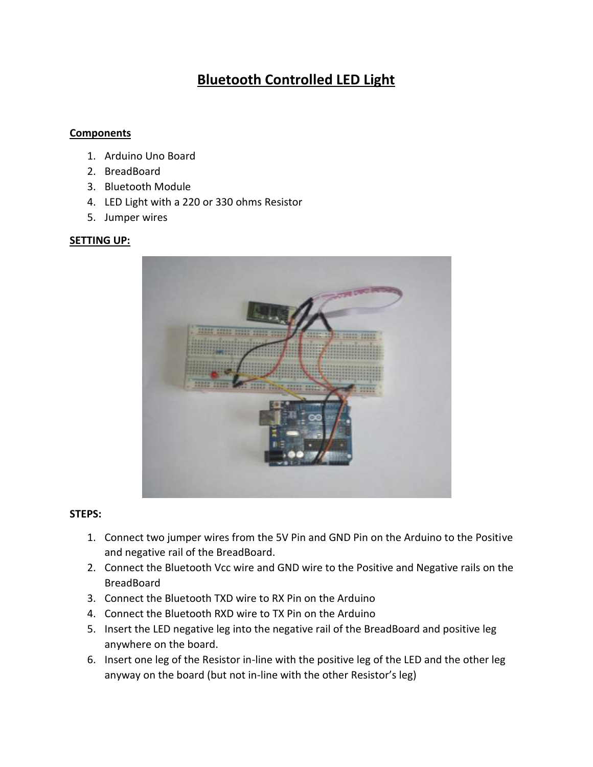# Bluetooth Controlled LED Light

**Components**

1. Arduino Uno Board
2. BreadBoard
3. Bluetooth Module
4. LED Light with a 220 or 330 ohms Resistor
5. Jumper wires

**SETTING UP:**

**STEPS:**

1. Connect two jumper wires from the 5V Pin and GND Pin on the Arduino to the Positive and negative rail of the BreadBoard.
2. Connect the Bluetooth Vcc wire and GND wire to the Positive and Negative rails on the BreadBoard
3. Connect the Bluetooth TXD wire to RX Pin on the Arduino
4. Connect the Bluetooth RXD wire to TX Pin on the Arduino
5. Insert the LED negative leg into the negative rail of the BreadBoard and positive leg anywhere on the board.
6. Insert one leg of the Resistor in-line with the positive leg of the LED and the other leg anyway on the board (but not in-line with the other Resistor's leg)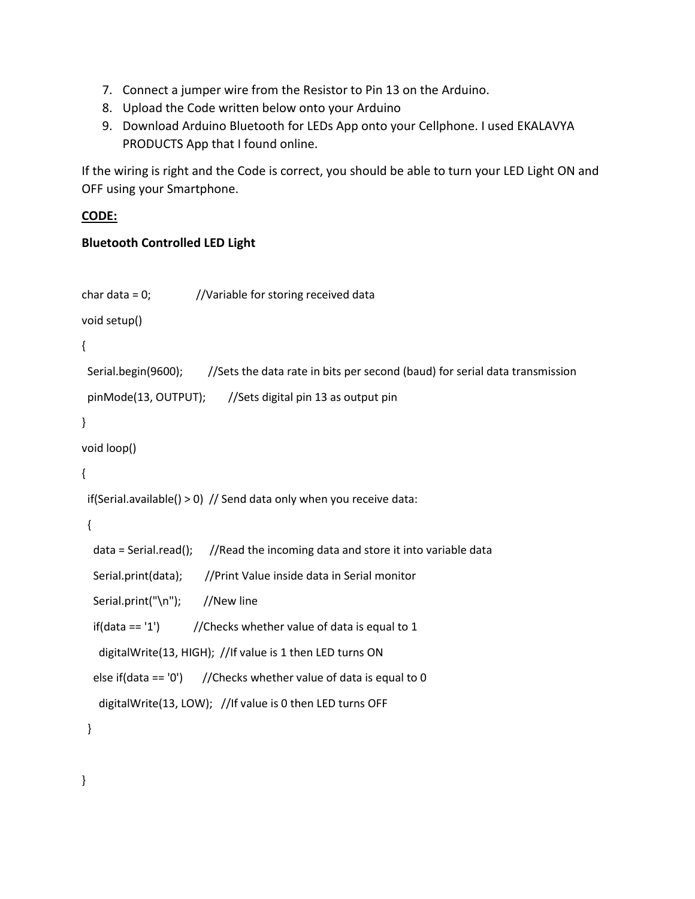7. Connect a jumper wire from the Resistor to Pin 13 on the Arduino.
8. Upload the Code written below onto your Arduino
9. Download Arduino Bluetooth for LEDs App onto your Cellphone. I used EKALAVYA PRODUCTS App that I found online.

If the wiring is right and the Code is correct, you should be able to turn your LED Light ON and OFF using your Smartphone.

**CODE:**

**Bluetooth Controlled LED Light**

```
char data = 0;            //Variable for storing received data

void setup()

{

  Serial.begin(9600);       //Sets the data rate in bits per second (baud) for serial data transmission

  pinMode(13, OUTPUT);      //Sets digital pin 13 as output pin

}

void loop()

{

  if(Serial.available() > 0)  // Send data only when you receive data:

  {

    data = Serial.read();      //Read the incoming data and store it into variable data

    Serial.print(data);        //Print Value inside data in Serial monitor

    Serial.print("\n");        //New line

    if(data == '1')            //Checks whether value of data is equal to 1

      digitalWrite(13, HIGH);  //If value is 1 then LED turns ON

    else if(data == '0')       //Checks whether value of data is equal to 0

      digitalWrite(13, LOW);   //If value is 0 then LED turns OFF

  }


}
```